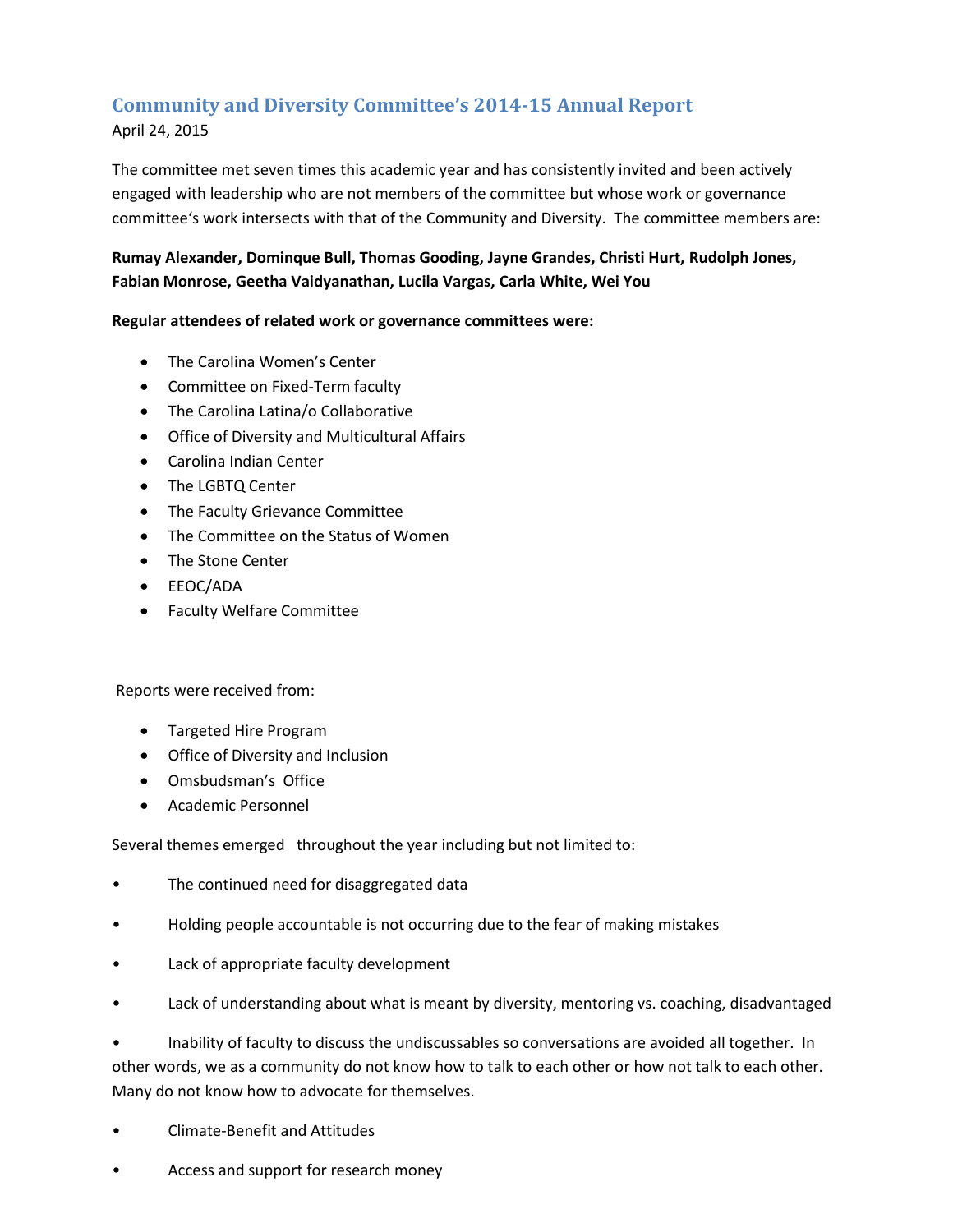## Community and Diversity Committee's 2014-15 Annual Report

April 24, 2015

The committee met seven times this academic year and has consistently invited and been actively engaged with leadership who are not members of the committee but whose work or governance committee's work intersects with that of the Community and Diversity. The committee members are:

**Rumay Alexander, Dominque Bull, Thomas Gooding, Jayne Grandes, Christi Hurt, Rudolph Jones, Fabian Monrose, Geetha Vaidyanathan, Lucila Vargas, Carla White, Wei You**

**Regular attendees of related work or governance committees were:**

- The Carolina Women's Center
- Committee on Fixed-Term faculty
- The Carolina Latina/o Collaborative
- Office of Diversity and Multicultural Affairs
- Carolina Indian Center
- The LGBTQ Center
- The Faculty Grievance Committee
- The Committee on the Status of Women
- The Stone Center
- EEOC/ADA
- Faculty Welfare Committee

Reports were received from:

- Targeted Hire Program
- Office of Diversity and Inclusion
- Omsbudsman's Office
- Academic Personnel

Several themes emerged throughout the year including but not limited to:

- The continued need for disaggregated data
- Holding people accountable is not occurring due to the fear of making mistakes
- Lack of appropriate faculty development
- Lack of understanding about what is meant by diversity, mentoring vs. coaching, disadvantaged
- Inability of faculty to discuss the undiscussables so conversations are avoided all together. In other words, we as a community do not know how to talk to each other or how not talk to each other. Many do not know how to advocate for themselves.
- Climate-Benefit and Attitudes
- Access and support for research money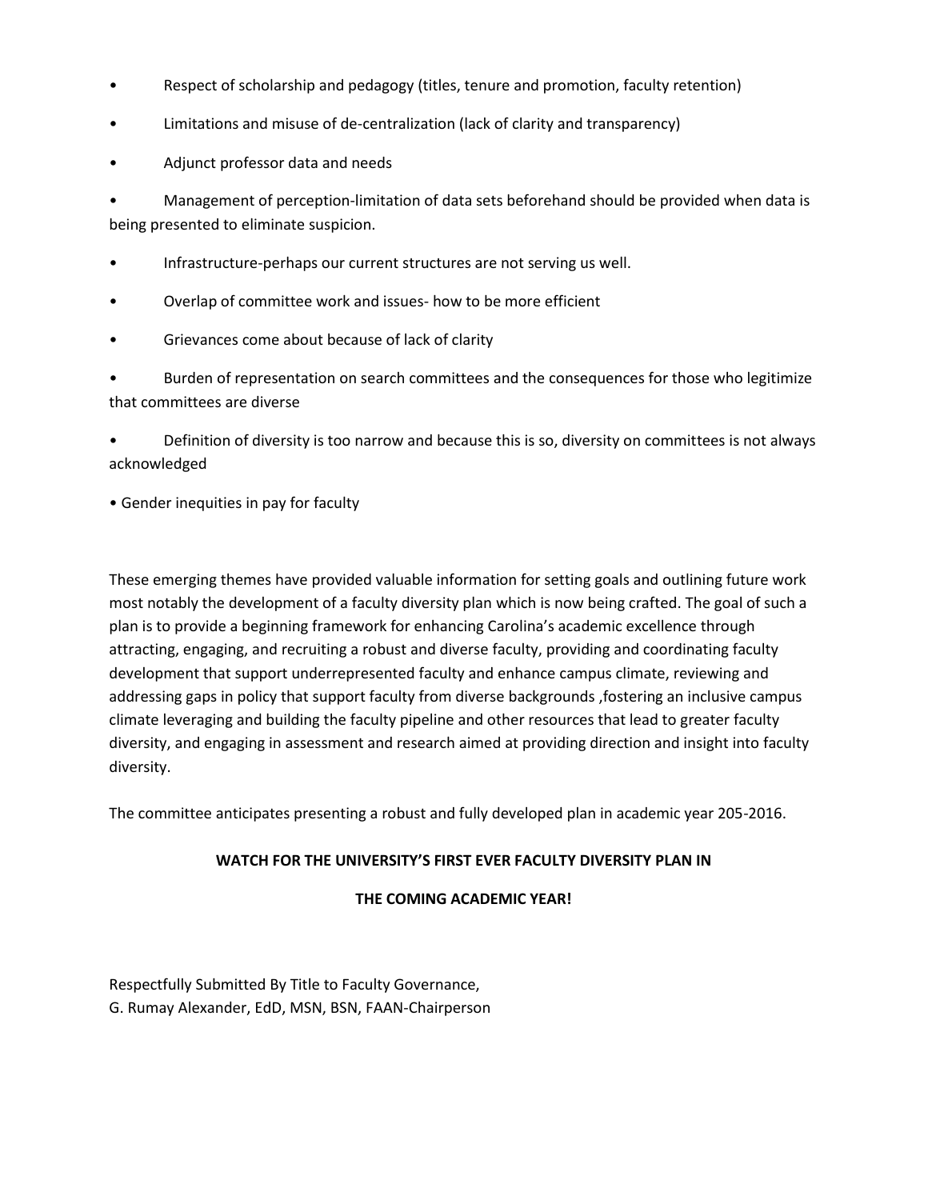- Respect of scholarship and pedagogy (titles, tenure and promotion, faculty retention)
- Limitations and misuse of de-centralization (lack of clarity and transparency)
- Adjunct professor data and needs
- Management of perception-limitation of data sets beforehand should be provided when data is being presented to eliminate suspicion.
- Infrastructure-perhaps our current structures are not serving us well.
- Overlap of committee work and issues- how to be more efficient
- Grievances come about because of lack of clarity
- Burden of representation on search committees and the consequences for those who legitimize that committees are diverse
- Definition of diversity is too narrow and because this is so, diversity on committees is not always acknowledged
- Gender inequities in pay for faculty

These emerging themes have provided valuable information for setting goals and outlining future work most notably the development of a faculty diversity plan which is now being crafted. The goal of such a plan is to provide a beginning framework for enhancing Carolina's academic excellence through attracting, engaging, and recruiting a robust and diverse faculty, providing and coordinating faculty development that support underrepresented faculty and enhance campus climate, reviewing and addressing gaps in policy that support faculty from diverse backgrounds ,fostering an inclusive campus climate leveraging and building the faculty pipeline and other resources that lead to greater faculty diversity, and engaging in assessment and research aimed at providing direction and insight into faculty diversity.

The committee anticipates presenting a robust and fully developed plan in academic year 205-2016.

**WATCH FOR THE UNIVERSITY'S FIRST EVER FACULTY DIVERSITY PLAN IN**

**THE COMING ACADEMIC YEAR!**

Respectfully Submitted By Title to Faculty Governance,
G. Rumay Alexander, EdD, MSN, BSN, FAAN-Chairperson